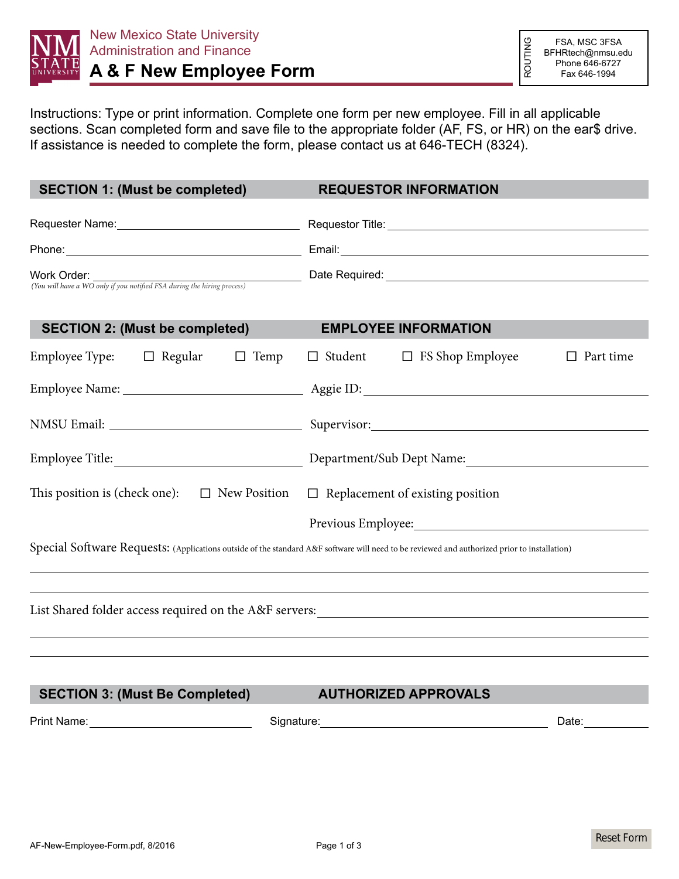New Mexico State University
Administration and Finance

# A & F New Employee Form

ROUTING

FSA, MSC 3FSA
BFHRtech@nmsu.edu
Phone 646-6727
Fax 646-1994

Instructions: Type or print information. Complete one form per new employee. Fill in all applicable sections. Scan completed form and save file to the appropriate folder (AF, FS, or HR) on the ear$ drive. If assistance is needed to complete the form, please contact us at 646-TECH (8324).

## SECTION 1: (Must be completed) REQUESTOR INFORMATION

Requester Name: ______________________ Requestor Title: ______________________

Phone: ______________________ Email: ______________________

Work Order: ______________________ Date Required: ______________________
*(You will have a WO only if you notified FSA during the hiring process)*

## SECTION 2: (Must be completed) EMPLOYEE INFORMATION

Employee Type: ☐ Regular ☐ Temp ☐ Student ☐ FS Shop Employee ☐ Part time

Employee Name: ______________________ Aggie ID: ______________________

NMSU Email: ______________________ Supervisor: ______________________

Employee Title: ______________________ Department/Sub Dept Name: ______________________

This position is (check one): ☐ New Position ☐ Replacement of existing position

Previous Employee: ______________________

Special Software Requests: (Applications outside of the standard A&F software will need to be reviewed and authorized prior to installation)

______________________________________________

______________________________________________

List Shared folder access required on the A&F servers: ______________________

______________________________________________

______________________________________________

## SECTION 3: (Must Be Completed) AUTHORIZED APPROVALS

Print Name: ______________________ Signature: ______________________ Date: __________

AF-New-Employee-Form.pdf, 8/2016

Reset Form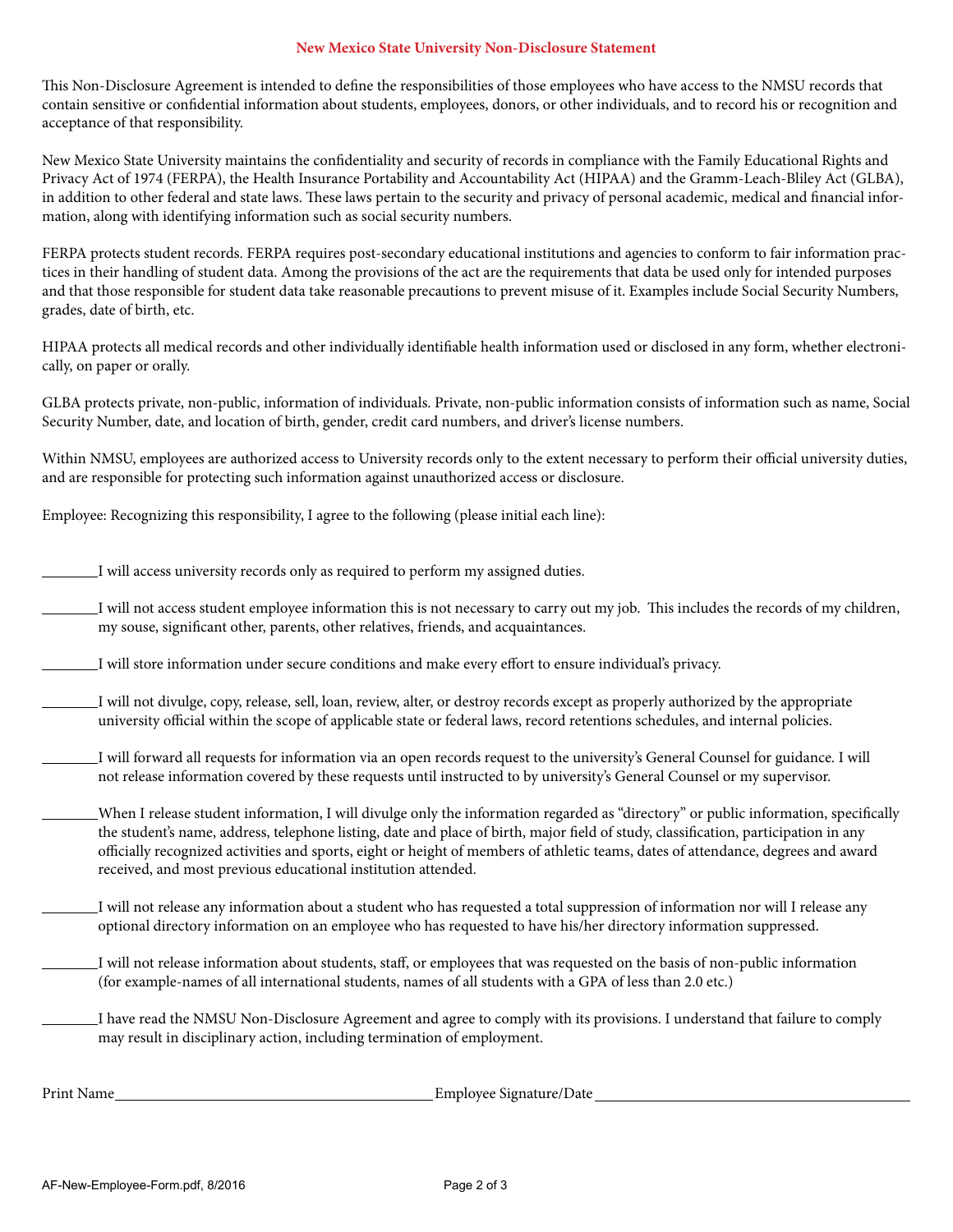# New Mexico State University Non-Disclosure Statement

This Non-Disclosure Agreement is intended to define the responsibilities of those employees who have access to the NMSU records that contain sensitive or confidential information about students, employees, donors, or other individuals, and to record his or recognition and acceptance of that responsibility.

New Mexico State University maintains the confidentiality and security of records in compliance with the Family Educational Rights and Privacy Act of 1974 (FERPA), the Health Insurance Portability and Accountability Act (HIPAA) and the Gramm-Leach-Bliley Act (GLBA), in addition to other federal and state laws. These laws pertain to the security and privacy of personal academic, medical and financial information, along with identifying information such as social security numbers.

FERPA protects student records. FERPA requires post-secondary educational institutions and agencies to conform to fair information practices in their handling of student data. Among the provisions of the act are the requirements that data be used only for intended purposes and that those responsible for student data take reasonable precautions to prevent misuse of it. Examples include Social Security Numbers, grades, date of birth, etc.

HIPAA protects all medical records and other individually identifiable health information used or disclosed in any form, whether electronically, on paper or orally.

GLBA protects private, non-public, information of individuals. Private, non-public information consists of information such as name, Social Security Number, date, and location of birth, gender, credit card numbers, and driver's license numbers.

Within NMSU, employees are authorized access to University records only to the extent necessary to perform their official university duties, and are responsible for protecting such information against unauthorized access or disclosure.

Employee: Recognizing this responsibility, I agree to the following (please initial each line):

________I will access university records only as required to perform my assigned duties.

________I will not access student employee information this is not necessary to carry out my job. This includes the records of my children, my souse, significant other, parents, other relatives, friends, and acquaintances.

________I will store information under secure conditions and make every effort to ensure individual's privacy.

________I will not divulge, copy, release, sell, loan, review, alter, or destroy records except as properly authorized by the appropriate university official within the scope of applicable state or federal laws, record retentions schedules, and internal policies.

________I will forward all requests for information via an open records request to the university's General Counsel for guidance. I will not release information covered by these requests until instructed to by university's General Counsel or my supervisor.

________When I release student information, I will divulge only the information regarded as "directory" or public information, specifically the student's name, address, telephone listing, date and place of birth, major field of study, classification, participation in any officially recognized activities and sports, eight or height of members of athletic teams, dates of attendance, degrees and award received, and most previous educational institution attended.

________I will not release any information about a student who has requested a total suppression of information nor will I release any optional directory information on an employee who has requested to have his/her directory information suppressed.

________I will not release information about students, staff, or employees that was requested on the basis of non-public information (for example-names of all international students, names of all students with a GPA of less than 2.0 etc.)

________I have read the NMSU Non-Disclosure Agreement and agree to comply with its provisions. I understand that failure to comply may result in disciplinary action, including termination of employment.

Print Name________________________________ Employee Signature/Date________________________________

AF-New-Employee-Form.pdf, 8/2016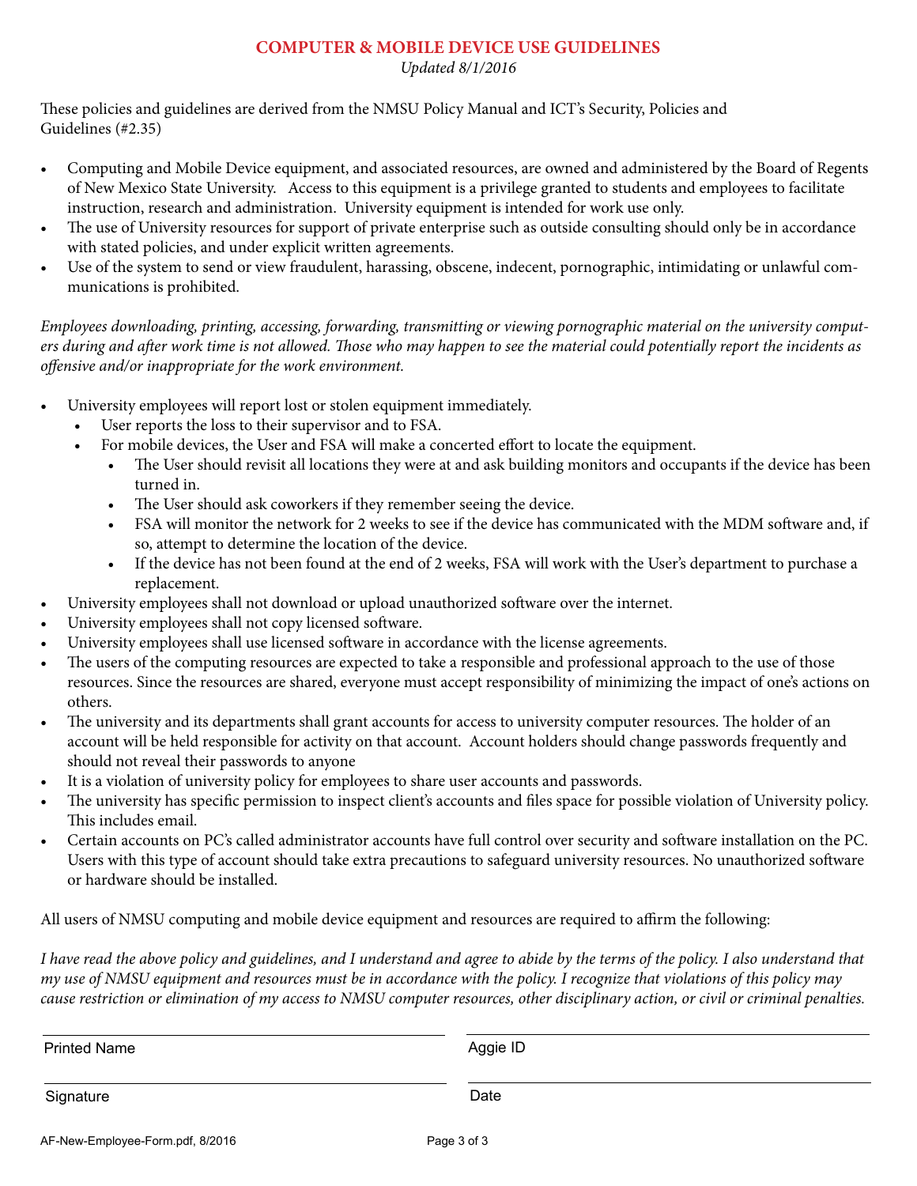# COMPUTER & MOBILE DEVICE USE GUIDELINES

*Updated 8/1/2016*

These policies and guidelines are derived from the NMSU Policy Manual and ICT's Security, Policies and Guidelines (#2.35)

- Computing and Mobile Device equipment, and associated resources, are owned and administered by the Board of Regents of New Mexico State University. Access to this equipment is a privilege granted to students and employees to facilitate instruction, research and administration. University equipment is intended for work use only.
- The use of University resources for support of private enterprise such as outside consulting should only be in accordance with stated policies, and under explicit written agreements.
- Use of the system to send or view fraudulent, harassing, obscene, indecent, pornographic, intimidating or unlawful communications is prohibited.

*Employees downloading, printing, accessing, forwarding, transmitting or viewing pornographic material on the university computers during and after work time is not allowed. Those who may happen to see the material could potentially report the incidents as offensive and/or inappropriate for the work environment.*

- University employees will report lost or stolen equipment immediately.
  - User reports the loss to their supervisor and to FSA.
  - For mobile devices, the User and FSA will make a concerted effort to locate the equipment.
    - The User should revisit all locations they were at and ask building monitors and occupants if the device has been turned in.
    - The User should ask coworkers if they remember seeing the device.
    - FSA will monitor the network for 2 weeks to see if the device has communicated with the MDM software and, if so, attempt to determine the location of the device.
    - If the device has not been found at the end of 2 weeks, FSA will work with the User's department to purchase a replacement.
- University employees shall not download or upload unauthorized software over the internet.
- University employees shall not copy licensed software.
- University employees shall use licensed software in accordance with the license agreements.
- The users of the computing resources are expected to take a responsible and professional approach to the use of those resources. Since the resources are shared, everyone must accept responsibility of minimizing the impact of one's actions on others.
- The university and its departments shall grant accounts for access to university computer resources. The holder of an account will be held responsible for activity on that account. Account holders should change passwords frequently and should not reveal their passwords to anyone
- It is a violation of university policy for employees to share user accounts and passwords.
- The university has specific permission to inspect client's accounts and files space for possible violation of University policy. This includes email.
- Certain accounts on PC's called administrator accounts have full control over security and software installation on the PC. Users with this type of account should take extra precautions to safeguard university resources. No unauthorized software or hardware should be installed.

All users of NMSU computing and mobile device equipment and resources are required to affirm the following:

*I have read the above policy and guidelines, and I understand and agree to abide by the terms of the policy. I also understand that my use of NMSU equipment and resources must be in accordance with the policy. I recognize that violations of this policy may cause restriction or elimination of my access to NMSU computer resources, other disciplinary action, or civil or criminal penalties.*

Printed Name ______________________ Aggie ID ______________________

Signature ______________________ Date ______________________

AF-New-Employee-Form.pdf, 8/2016